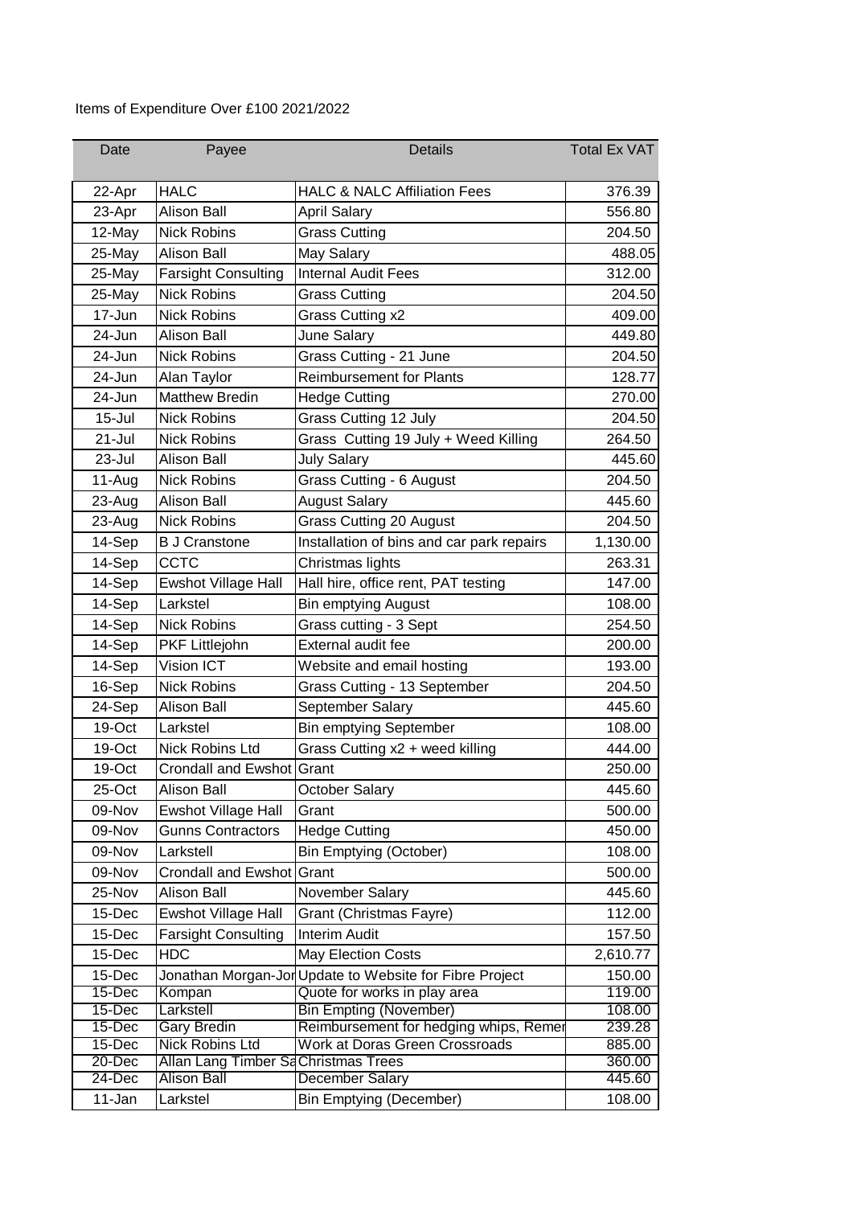Items of Expenditure Over £100 2021/2022

| Date | Payee | Details | Total Ex VAT |
|---|---|---|---|
| 22-Apr | HALC | HALC & NALC Affiliation Fees | 376.39 |
| 23-Apr | Alison Ball | April Salary | 556.80 |
| 12-May | Nick Robins | Grass Cutting | 204.50 |
| 25-May | Alison Ball | May Salary | 488.05 |
| 25-May | Farsight Consulting | Internal Audit Fees | 312.00 |
| 25-May | Nick Robins | Grass Cutting | 204.50 |
| 17-Jun | Nick Robins | Grass Cutting x2 | 409.00 |
| 24-Jun | Alison Ball | June Salary | 449.80 |
| 24-Jun | Nick Robins | Grass Cutting - 21 June | 204.50 |
| 24-Jun | Alan Taylor | Reimbursement for Plants | 128.77 |
| 24-Jun | Matthew Bredin | Hedge Cutting | 270.00 |
| 15-Jul | Nick Robins | Grass Cutting 12 July | 204.50 |
| 21-Jul | Nick Robins | Grass Cutting 19 July + Weed Killing | 264.50 |
| 23-Jul | Alison Ball | July Salary | 445.60 |
| 11-Aug | Nick Robins | Grass Cutting - 6 August | 204.50 |
| 23-Aug | Alison Ball | August Salary | 445.60 |
| 23-Aug | Nick Robins | Grass Cutting 20 August | 204.50 |
| 14-Sep | B J Cranstone | Installation of bins and car park repairs | 1,130.00 |
| 14-Sep | CCTC | Christmas lights | 263.31 |
| 14-Sep | Ewshot Village Hall | Hall hire, office rent, PAT testing | 147.00 |
| 14-Sep | Larkstel | Bin emptying August | 108.00 |
| 14-Sep | Nick Robins | Grass cutting - 3 Sept | 254.50 |
| 14-Sep | PKF Littlejohn | External audit fee | 200.00 |
| 14-Sep | Vision ICT | Website and email hosting | 193.00 |
| 16-Sep | Nick Robins | Grass Cutting - 13 September | 204.50 |
| 24-Sep | Alison Ball | September Salary | 445.60 |
| 19-Oct | Larkstel | Bin emptying September | 108.00 |
| 19-Oct | Nick Robins Ltd | Grass Cutting x2 + weed killing | 444.00 |
| 19-Oct | Crondall and Ewshot | Grant | 250.00 |
| 25-Oct | Alison Ball | October Salary | 445.60 |
| 09-Nov | Ewshot Village Hall | Grant | 500.00 |
| 09-Nov | Gunns Contractors | Hedge Cutting | 450.00 |
| 09-Nov | Larkstell | Bin Emptying (October) | 108.00 |
| 09-Nov | Crondall and Ewshot | Grant | 500.00 |
| 25-Nov | Alison Ball | November Salary | 445.60 |
| 15-Dec | Ewshot Village Hall | Grant (Christmas Fayre) | 112.00 |
| 15-Dec | Farsight Consulting | Interim Audit | 157.50 |
| 15-Dec | HDC | May Election Costs | 2,610.77 |
| 15-Dec | Jonathan Morgan-Jor | Update to Website for Fibre Project | 150.00 |
| 15-Dec | Kompan | Quote for works in play area | 119.00 |
| 15-Dec | Larkstell | Bin Empting (November) | 108.00 |
| 15-Dec | Gary Bredin | Reimbursement for hedging whips, Remer | 239.28 |
| 15-Dec | Nick Robins Ltd | Work at Doras Green Crossroads | 885.00 |
| 20-Dec | Allan Lang Timber Sa | Christmas Trees | 360.00 |
| 24-Dec | Alison Ball | December Salary | 445.60 |
| 11-Jan | Larkstel | Bin Emptying (December) | 108.00 |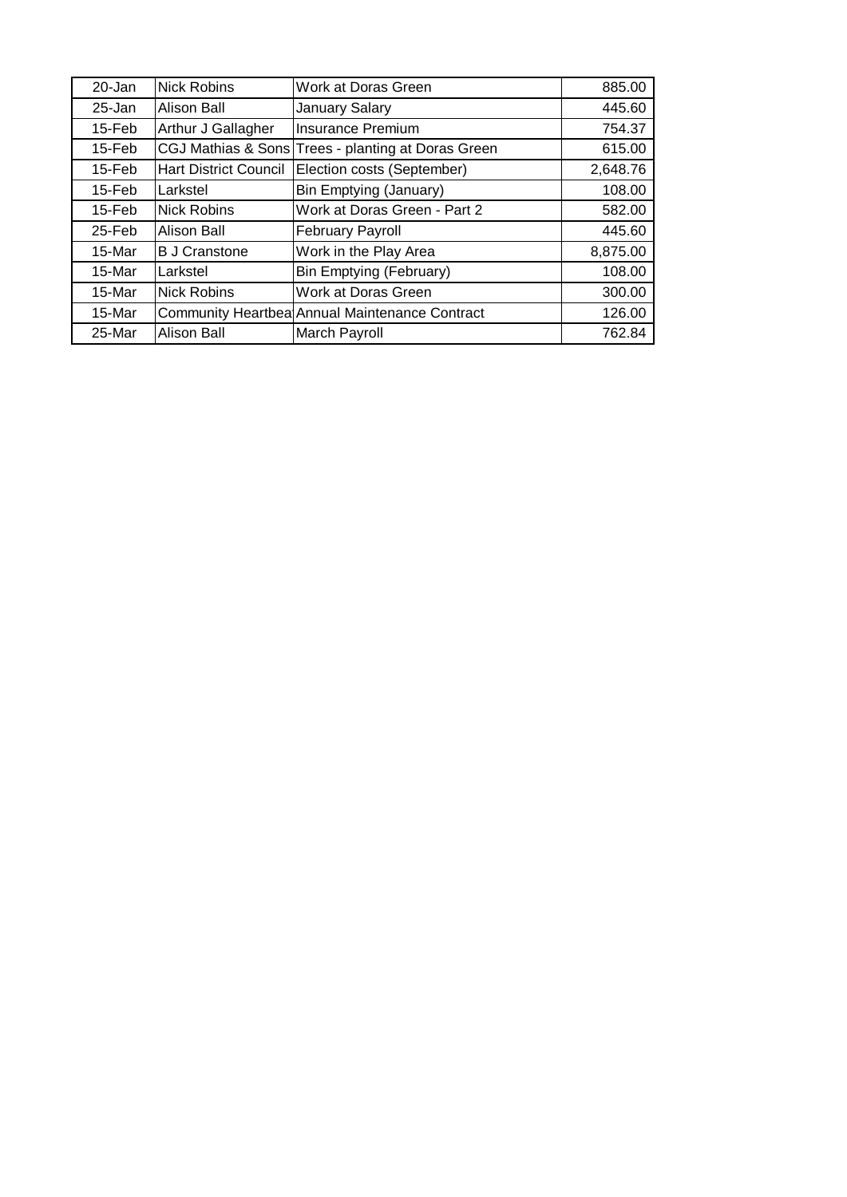| | | | |
|---|---|---|---|
| 20-Jan | Nick Robins | Work at Doras Green | 885.00 |
| 25-Jan | Alison Ball | January Salary | 445.60 |
| 15-Feb | Arthur J Gallagher | Insurance Premium | 754.37 |
| 15-Feb | CGJ Mathias & Sons | Trees - planting at Doras Green | 615.00 |
| 15-Feb | Hart District Council | Election costs (September) | 2,648.76 |
| 15-Feb | Larkstel | Bin Emptying (January) | 108.00 |
| 15-Feb | Nick Robins | Work at Doras Green - Part 2 | 582.00 |
| 25-Feb | Alison Ball | February Payroll | 445.60 |
| 15-Mar | B J Cranstone | Work in the Play Area | 8,875.00 |
| 15-Mar | Larkstel | Bin Emptying (February) | 108.00 |
| 15-Mar | Nick Robins | Work at Doras Green | 300.00 |
| 15-Mar | Community Heartbea | Annual Maintenance Contract | 126.00 |
| 25-Mar | Alison Ball | March Payroll | 762.84 |